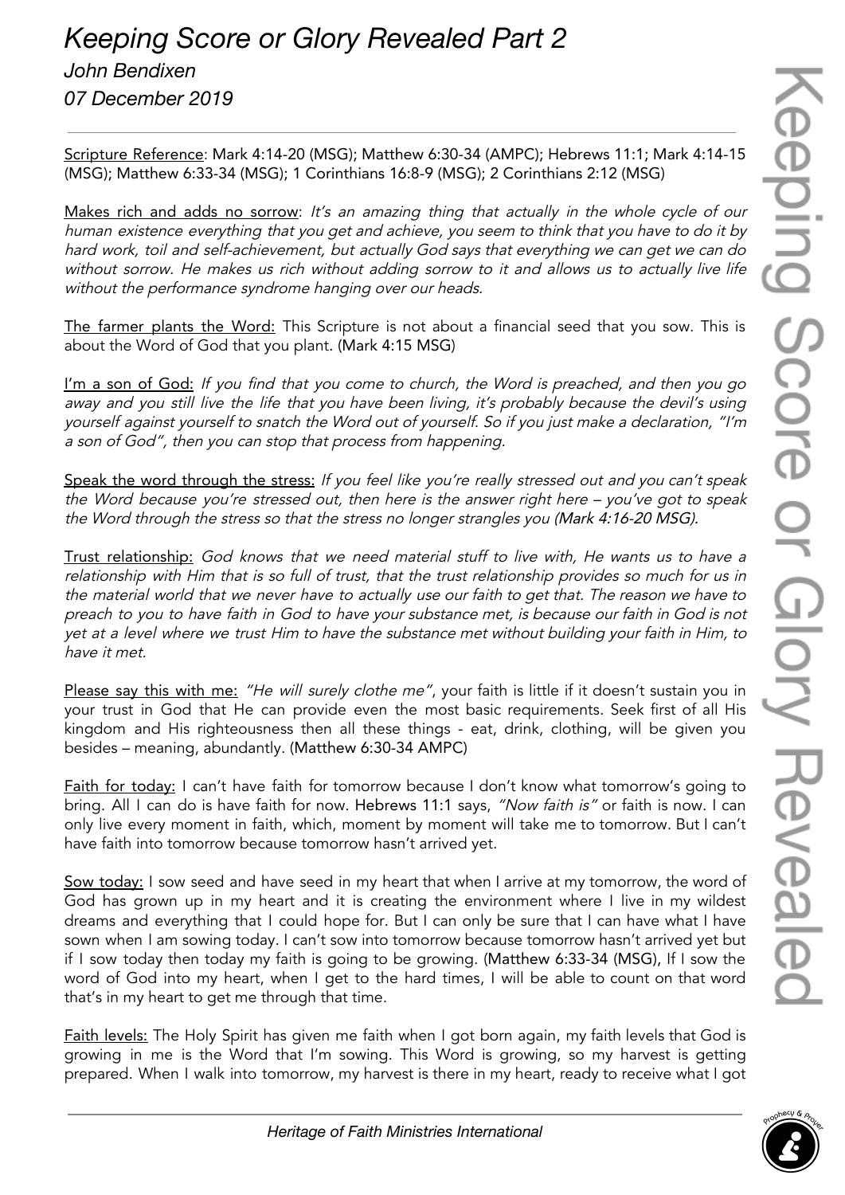# *Keeping Score or Glory Revealed Part 2*

*John Bendixen*

*07 December 2019*

---

Scripture Reference: Mark 4:14-20 (MSG); Matthew 6:30-34 (AMPC); Hebrews 11:1; Mark 4:14-15 (MSG); Matthew 6:33-34 (MSG); 1 Corinthians 16:8-9 (MSG); 2 Corinthians 2:12 (MSG)

Makes rich and adds no sorrow: *It's an amazing thing that actually in the whole cycle of our human existence everything that you get and achieve, you seem to think that you have to do it by hard work, toil and self-achievement, but actually God says that everything we can get we can do without sorrow. He makes us rich without adding sorrow to it and allows us to actually live life without the performance syndrome hanging over our heads.*

The farmer plants the Word: This Scripture is not about a financial seed that you sow. This is about the Word of God that you plant. (Mark 4:15 MSG)

I'm a son of God: *If you find that you come to church, the Word is preached, and then you go away and you still live the life that you have been living, it's probably because the devil's using yourself against yourself to snatch the Word out of yourself. So if you just make a declaration, "I'm a son of God", then you can stop that process from happening.*

Speak the word through the stress: *If you feel like you're really stressed out and you can't speak the Word because you're stressed out, then here is the answer right here – you've got to speak the Word through the stress so that the stress no longer strangles you (Mark 4:16-20 MSG).*

Trust relationship: *God knows that we need material stuff to live with, He wants us to have a relationship with Him that is so full of trust, that the trust relationship provides so much for us in the material world that we never have to actually use our faith to get that. The reason we have to preach to you to have faith in God to have your substance met, is because our faith in God is not yet at a level where we trust Him to have the substance met without building your faith in Him, to have it met.*

Please say this with me: *"He will surely clothe me"*, your faith is little if it doesn't sustain you in your trust in God that He can provide even the most basic requirements. Seek first of all His kingdom and His righteousness then all these things - eat, drink, clothing, will be given you besides – meaning, abundantly. (Matthew 6:30-34 AMPC)

Faith for today: I can't have faith for tomorrow because I don't know what tomorrow's going to bring. All I can do is have faith for now. Hebrews 11:1 says, *"Now faith is"* or faith is now. I can only live every moment in faith, which, moment by moment will take me to tomorrow. But I can't have faith into tomorrow because tomorrow hasn't arrived yet.

Sow today: I sow seed and have seed in my heart that when I arrive at my tomorrow, the word of God has grown up in my heart and it is creating the environment where I live in my wildest dreams and everything that I could hope for. But I can only be sure that I can have what I have sown when I am sowing today. I can't sow into tomorrow because tomorrow hasn't arrived yet but if I sow today then today my faith is going to be growing. (Matthew 6:33-34 (MSG), If I sow the word of God into my heart, when I get to the hard times, I will be able to count on that word that's in my heart to get me through that time.

Faith levels: The Holy Spirit has given me faith when I got born again, my faith levels that God is growing in me is the Word that I'm sowing. This Word is growing, so my harvest is getting prepared. When I walk into tomorrow, my harvest is there in my heart, ready to receive what I got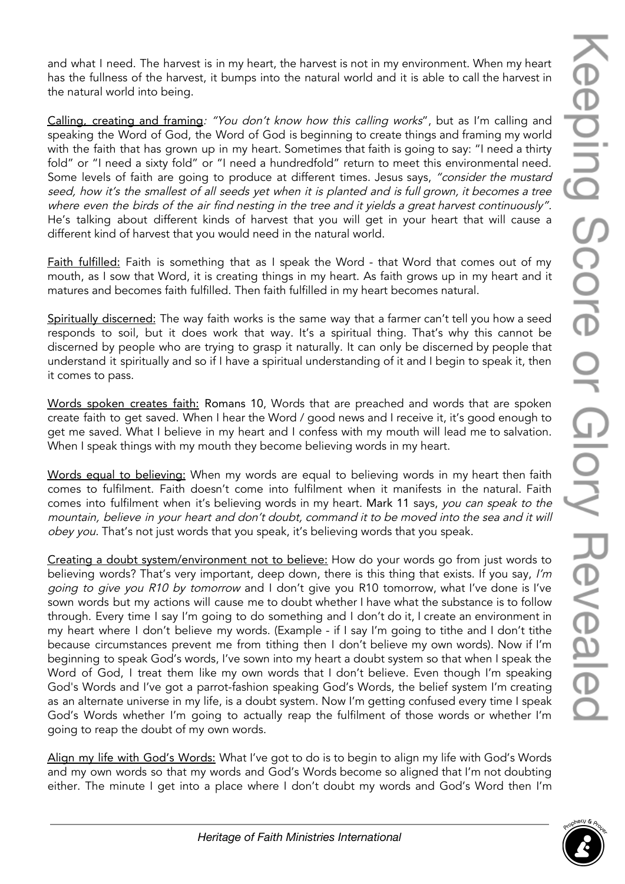and what I need. The harvest is in my heart, the harvest is not in my environment. When my heart has the fullness of the harvest, it bumps into the natural world and it is able to call the harvest in the natural world into being.

Calling, creating and framing*: "You don't know how this calling works*", but as I'm calling and speaking the Word of God, the Word of God is beginning to create things and framing my world with the faith that has grown up in my heart. Sometimes that faith is going to say: "I need a thirty fold" or "I need a sixty fold" or "I need a hundredfold" return to meet this environmental need. Some levels of faith are going to produce at different times. Jesus says, *"consider the mustard seed, how it's the smallest of all seeds yet when it is planted and is full grown, it becomes a tree where even the birds of the air find nesting in the tree and it yields a great harvest continuously".* He's talking about different kinds of harvest that you will get in your heart that will cause a different kind of harvest that you would need in the natural world.

Faith fulfilled: Faith is something that as I speak the Word - that Word that comes out of my mouth, as I sow that Word, it is creating things in my heart. As faith grows up in my heart and it matures and becomes faith fulfilled. Then faith fulfilled in my heart becomes natural.

Spiritually discerned: The way faith works is the same way that a farmer can't tell you how a seed responds to soil, but it does work that way. It's a spiritual thing. That's why this cannot be discerned by people who are trying to grasp it naturally. It can only be discerned by people that understand it spiritually and so if I have a spiritual understanding of it and I begin to speak it, then it comes to pass.

Words spoken creates faith: Romans 10, Words that are preached and words that are spoken create faith to get saved. When I hear the Word / good news and I receive it, it's good enough to get me saved. What I believe in my heart and I confess with my mouth will lead me to salvation. When I speak things with my mouth they become believing words in my heart.

Words equal to believing: When my words are equal to believing words in my heart then faith comes to fulfilment. Faith doesn't come into fulfilment when it manifests in the natural. Faith comes into fulfilment when it's believing words in my heart. Mark 11 says, *you can speak to the mountain, believe in your heart and don't doubt, command it to be moved into the sea and it will obey you.* That's not just words that you speak, it's believing words that you speak.

Creating a doubt system/environment not to believe: How do your words go from just words to believing words? That's very important, deep down, there is this thing that exists. If you say, *I'm going to give you R10 by tomorrow* and I don't give you R10 tomorrow, what I've done is I've sown words but my actions will cause me to doubt whether I have what the substance is to follow through. Every time I say I'm going to do something and I don't do it, I create an environment in my heart where I don't believe my words. (Example - if I say I'm going to tithe and I don't tithe because circumstances prevent me from tithing then I don't believe my own words). Now if I'm beginning to speak God's words, I've sown into my heart a doubt system so that when I speak the Word of God, I treat them like my own words that I don't believe. Even though I'm speaking God's Words and I've got a parrot-fashion speaking God's Words, the belief system I'm creating as an alternate universe in my life, is a doubt system. Now I'm getting confused every time I speak God's Words whether I'm going to actually reap the fulfilment of those words or whether I'm going to reap the doubt of my own words.

Align my life with God's Words: What I've got to do is to begin to align my life with God's Words and my own words so that my words and God's Words become so aligned that I'm not doubting either. The minute I get into a place where I don't doubt my words and God's Word then I'm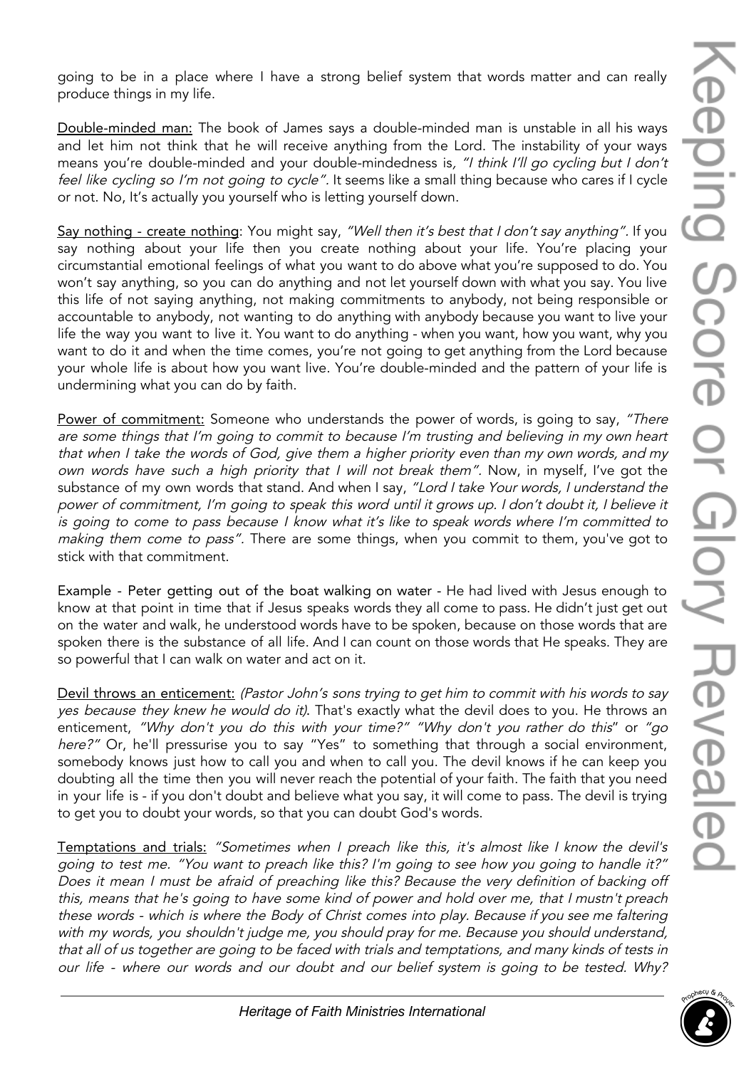going to be in a place where I have a strong belief system that words matter and can really produce things in my life.

Double-minded man: The book of James says a double-minded man is unstable in all his ways and let him not think that he will receive anything from the Lord. The instability of your ways means you're double-minded and your double-mindedness is, *"I think I'll go cycling but I don't feel like cycling so I'm not going to cycle"*. It seems like a small thing because who cares if I cycle or not. No, It's actually you yourself who is letting yourself down.

Say nothing - create nothing: You might say, *"Well then it's best that I don't say anything"*. If you say nothing about your life then you create nothing about your life. You're placing your circumstantial emotional feelings of what you want to do above what you're supposed to do. You won't say anything, so you can do anything and not let yourself down with what you say. You live this life of not saying anything, not making commitments to anybody, not being responsible or accountable to anybody, not wanting to do anything with anybody because you want to live your life the way you want to live it. You want to do anything - when you want, how you want, why you want to do it and when the time comes, you're not going to get anything from the Lord because your whole life is about how you want live. You're double-minded and the pattern of your life is undermining what you can do by faith.

Power of commitment: Someone who understands the power of words, is going to say, *"There are some things that I'm going to commit to because I'm trusting and believing in my own heart that when I take the words of God, give them a higher priority even than my own words, and my own words have such a high priority that I will not break them"*. Now, in myself, I've got the substance of my own words that stand. And when I say, *"Lord I take Your words, I understand the power of commitment, I'm going to speak this word until it grows up. I don't doubt it, I believe it is going to come to pass because I know what it's like to speak words where I'm committed to making them come to pass"*. There are some things, when you commit to them, you've got to stick with that commitment.

Example - Peter getting out of the boat walking on water - He had lived with Jesus enough to know at that point in time that if Jesus speaks words they all come to pass. He didn't just get out on the water and walk, he understood words have to be spoken, because on those words that are spoken there is the substance of all life. And I can count on those words that He speaks. They are so powerful that I can walk on water and act on it.

Devil throws an enticement: *(Pastor John's sons trying to get him to commit with his words to say yes because they knew he would do it)*. That's exactly what the devil does to you. He throws an enticement, *"Why don't you do this with your time?" "Why don't you rather do this"* or *"go here?"* Or, he'll pressurise you to say "Yes" to something that through a social environment, somebody knows just how to call you and when to call you. The devil knows if he can keep you doubting all the time then you will never reach the potential of your faith. The faith that you need in your life is - if you don't doubt and believe what you say, it will come to pass. The devil is trying to get you to doubt your words, so that you can doubt God's words.

Temptations and trials: *"Sometimes when I preach like this, it's almost like I know the devil's going to test me. "You want to preach like this? I'm going to see how you going to handle it?" Does it mean I must be afraid of preaching like this? Because the very definition of backing off this, means that he's going to have some kind of power and hold over me, that I mustn't preach these words - which is where the Body of Christ comes into play. Because if you see me faltering with my words, you shouldn't judge me, you should pray for me. Because you should understand, that all of us together are going to be faced with trials and temptations, and many kinds of tests in our life - where our words and our doubt and our belief system is going to be tested. Why?*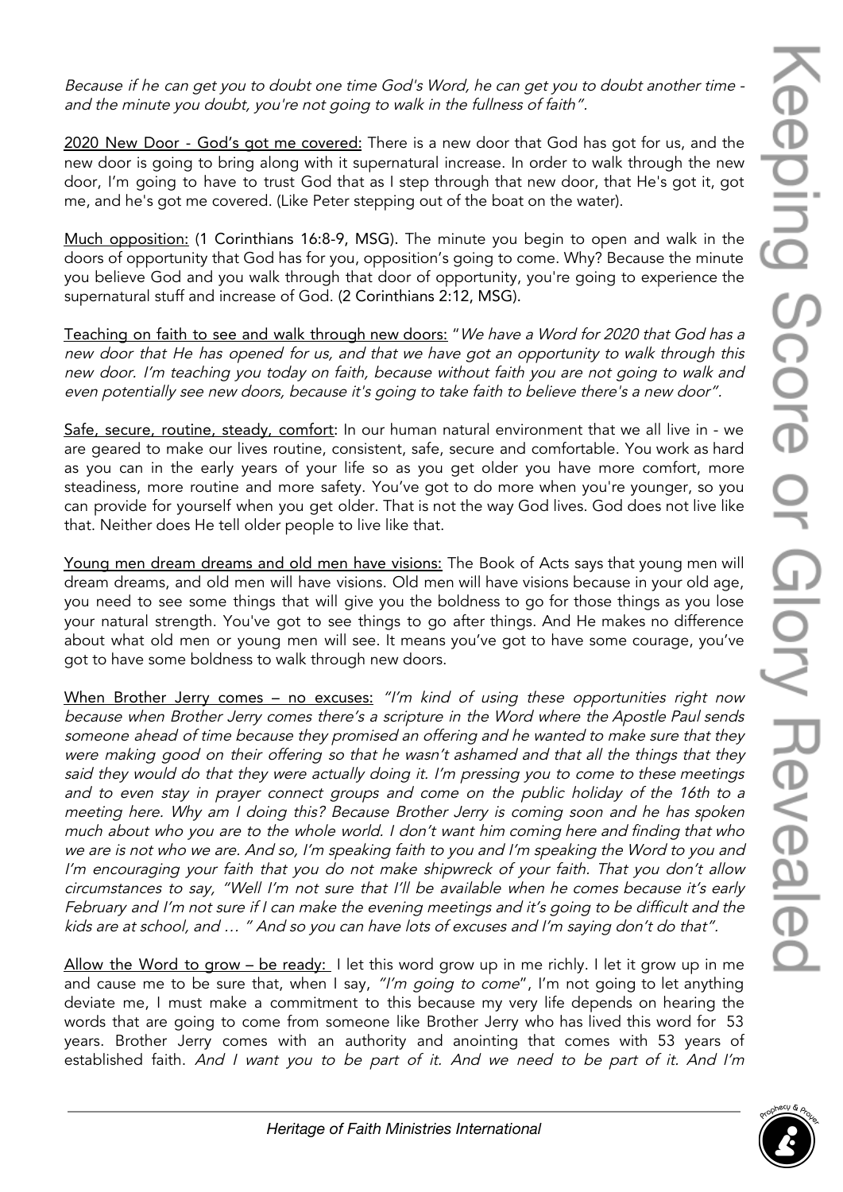*Because if he can get you to doubt one time God's Word, he can get you to doubt another time - and the minute you doubt, you're not going to walk in the fullness of faith".*

<u>2020 New Door - God's got me covered:</u> There is a new door that God has got for us, and the new door is going to bring along with it supernatural increase. In order to walk through the new door, I'm going to have to trust God that as I step through that new door, that He's got it, got me, and he's got me covered. (Like Peter stepping out of the boat on the water).

<u>Much opposition:</u> (1 Corinthians 16:8-9, MSG). The minute you begin to open and walk in the doors of opportunity that God has for you, opposition's going to come. Why? Because the minute you believe God and you walk through that door of opportunity, you're going to experience the supernatural stuff and increase of God. (2 Corinthians 2:12, MSG).

<u>Teaching on faith to see and walk through new doors:</u> "*We have a Word for 2020 that God has a new door that He has opened for us, and that we have got an opportunity to walk through this new door. I'm teaching you today on faith, because without faith you are not going to walk and even potentially see new doors, because it's going to take faith to believe there's a new door".*

<u>Safe, secure, routine, steady, comfort</u>: In our human natural environment that we all live in - we are geared to make our lives routine, consistent, safe, secure and comfortable. You work as hard as you can in the early years of your life so as you get older you have more comfort, more steadiness, more routine and more safety. You've got to do more when you're younger, so you can provide for yourself when you get older. That is not the way God lives. God does not live like that. Neither does He tell older people to live like that.

<u>Young men dream dreams and old men have visions:</u> The Book of Acts says that young men will dream dreams, and old men will have visions. Old men will have visions because in your old age, you need to see some things that will give you the boldness to go for those things as you lose your natural strength. You've got to see things to go after things. And He makes no difference about what old men or young men will see. It means you've got to have some courage, you've got to have some boldness to walk through new doors.

<u>When Brother Jerry comes – no excuses:</u> *"I'm kind of using these opportunities right now because when Brother Jerry comes there's a scripture in the Word where the Apostle Paul sends someone ahead of time because they promised an offering and he wanted to make sure that they were making good on their offering so that he wasn't ashamed and that all the things that they said they would do that they were actually doing it. I'm pressing you to come to these meetings and to even stay in prayer connect groups and come on the public holiday of the 16th to a meeting here. Why am I doing this? Because Brother Jerry is coming soon and he has spoken much about who you are to the whole world. I don't want him coming here and finding that who we are is not who we are. And so, I'm speaking faith to you and I'm speaking the Word to you and I'm encouraging your faith that you do not make shipwreck of your faith. That you don't allow circumstances to say, "Well I'm not sure that I'll be available when he comes because it's early February and I'm not sure if I can make the evening meetings and it's going to be difficult and the kids are at school, and … " And so you can have lots of excuses and I'm saying don't do that".*

<u>Allow the Word to grow – be ready:</u> I let this word grow up in me richly. I let it grow up in me and cause me to be sure that, when I say, *"I'm going to come*", I'm not going to let anything deviate me, I must make a commitment to this because my very life depends on hearing the words that are going to come from someone like Brother Jerry who has lived this word for 53 years. Brother Jerry comes with an authority and anointing that comes with 53 years of established faith. *And I want you to be part of it. And we need to be part of it. And I'm*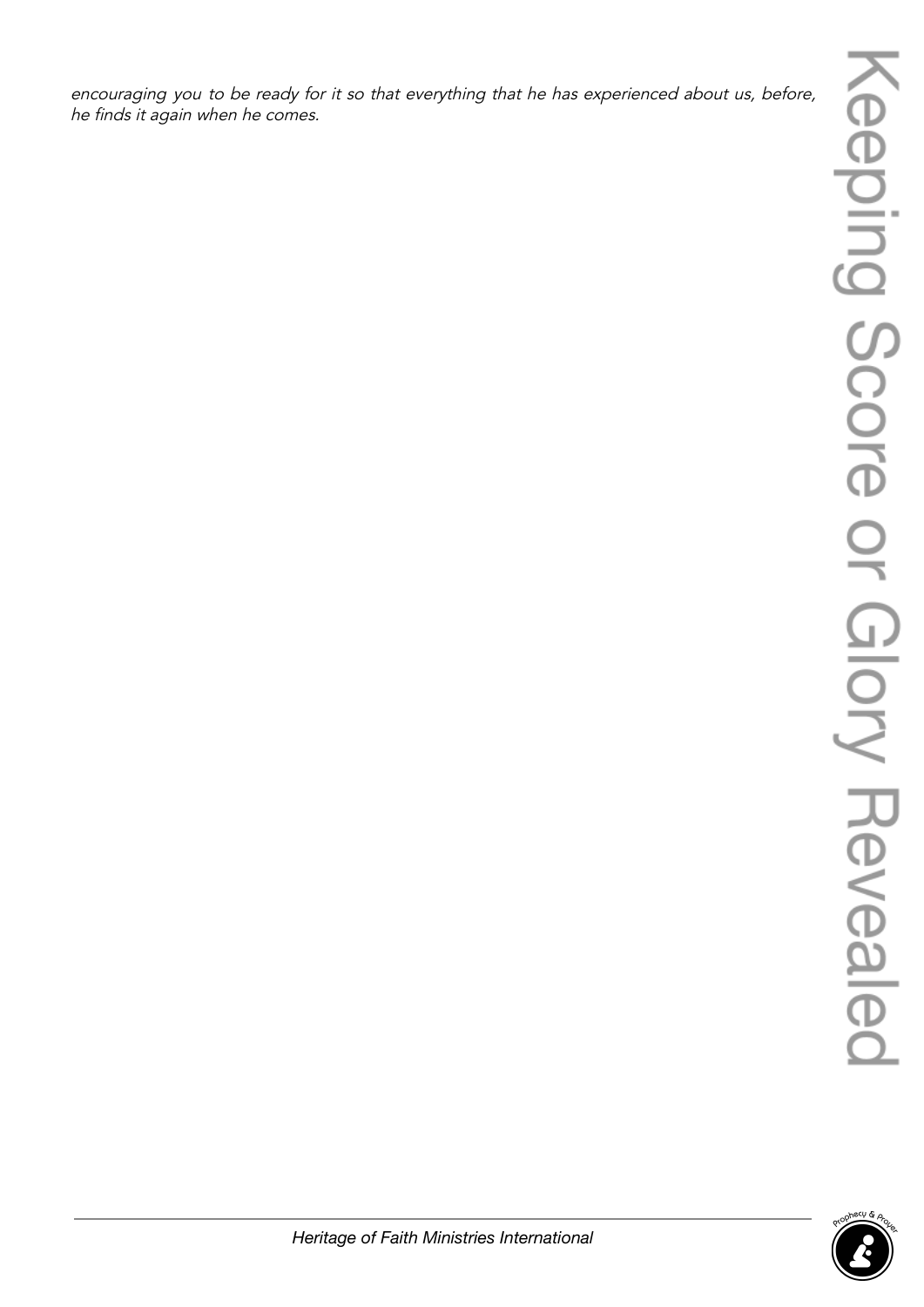*encouraging you to be ready for it so that everything that he has experienced about us, before, he finds it again when he comes.*